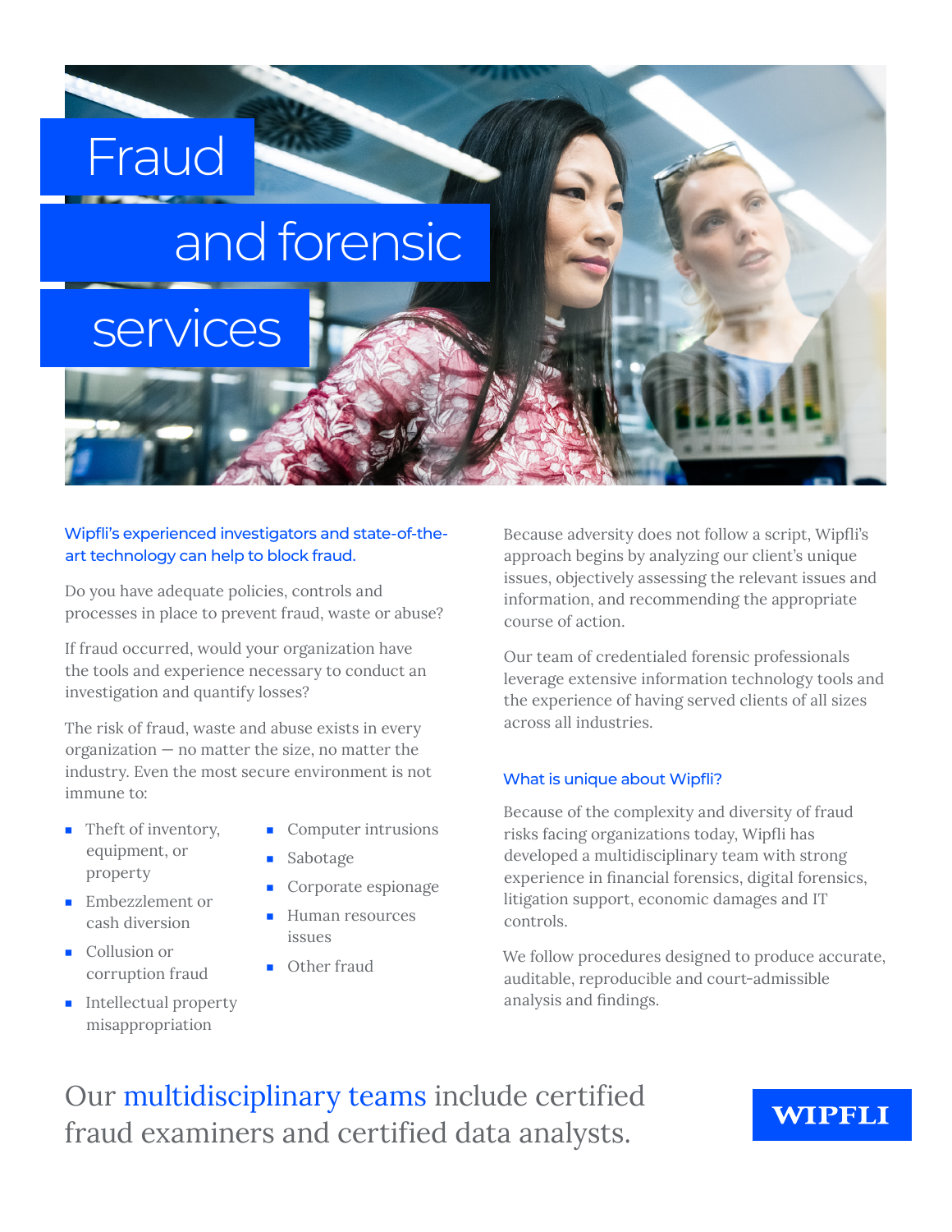# Fraud and forensic services

**Wipfli's experienced investigators and state-of-the-art technology can help to block fraud.**

Do you have adequate policies, controls and processes in place to prevent fraud, waste or abuse?

If fraud occurred, would your organization have the tools and experience necessary to conduct an investigation and quantify losses?

The risk of fraud, waste and abuse exists in every organization — no matter the size, no matter the industry. Even the most secure environment is not immune to:

- Theft of inventory, equipment, or property
- Embezzlement or cash diversion
- Collusion or corruption fraud
- Intellectual property misappropriation
- Computer intrusions
- Sabotage
- Corporate espionage
- Human resources issues
- Other fraud

Because adversity does not follow a script, Wipfli's approach begins by analyzing our client's unique issues, objectively assessing the relevant issues and information, and recommending the appropriate course of action.

Our team of credentialed forensic professionals leverage extensive information technology tools and the experience of having served clients of all sizes across all industries.

## What is unique about Wipfli?

Because of the complexity and diversity of fraud risks facing organizations today, Wipfli has developed a multidisciplinary team with strong experience in financial forensics, digital forensics, litigation support, economic damages and IT controls.

We follow procedures designed to produce accurate, auditable, reproducible and court-admissible analysis and findings.

Our multidisciplinary teams include certified fraud examiners and certified data analysts.

WIPFLI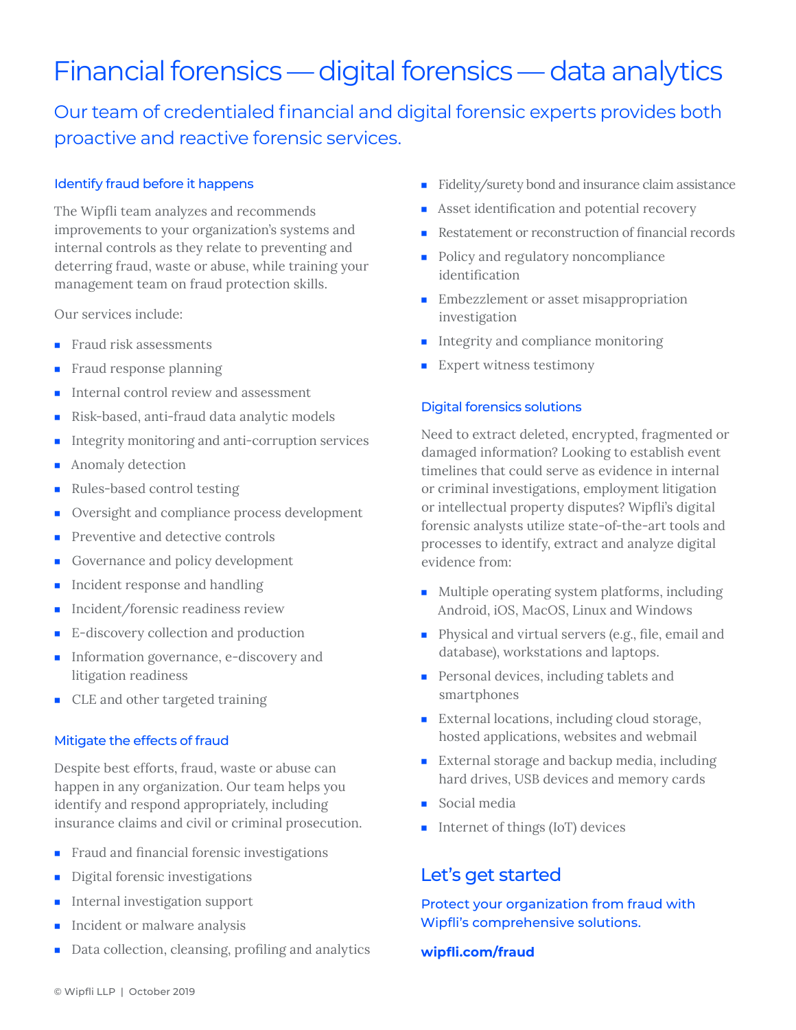# Financial forensics — digital forensics — data analytics

## Our team of credentialed financial and digital forensic experts provides both proactive and reactive forensic services.

### Identify fraud before it happens

The Wipfli team analyzes and recommends improvements to your organization's systems and internal controls as they relate to preventing and deterring fraud, waste or abuse, while training your management team on fraud protection skills.

Our services include:

- Fraud risk assessments
- Fraud response planning
- Internal control review and assessment
- Risk-based, anti-fraud data analytic models
- Integrity monitoring and anti-corruption services
- Anomaly detection
- Rules-based control testing
- Oversight and compliance process development
- Preventive and detective controls
- Governance and policy development
- Incident response and handling
- Incident/forensic readiness review
- E-discovery collection and production
- Information governance, e-discovery and litigation readiness
- CLE and other targeted training

### Mitigate the effects of fraud

Despite best efforts, fraud, waste or abuse can happen in any organization. Our team helps you identify and respond appropriately, including insurance claims and civil or criminal prosecution.

- Fraud and financial forensic investigations
- Digital forensic investigations
- Internal investigation support
- Incident or malware analysis
- Data collection, cleansing, profiling and analytics
- Fidelity/surety bond and insurance claim assistance
- Asset identification and potential recovery
- Restatement or reconstruction of financial records
- Policy and regulatory noncompliance identification
- Embezzlement or asset misappropriation investigation
- Integrity and compliance monitoring
- Expert witness testimony

### Digital forensics solutions

Need to extract deleted, encrypted, fragmented or damaged information? Looking to establish event timelines that could serve as evidence in internal or criminal investigations, employment litigation or intellectual property disputes? Wipfli's digital forensic analysts utilize state-of-the-art tools and processes to identify, extract and analyze digital evidence from:

- Multiple operating system platforms, including Android, iOS, MacOS, Linux and Windows
- Physical and virtual servers (e.g., file, email and database), workstations and laptops.
- Personal devices, including tablets and smartphones
- External locations, including cloud storage, hosted applications, websites and webmail
- External storage and backup media, including hard drives, USB devices and memory cards
- Social media
- Internet of things (IoT) devices

## Let's get started

Protect your organization from fraud with Wipfli's comprehensive solutions.

**wipfli.com/fraud**

© Wipfli LLP | October 2019